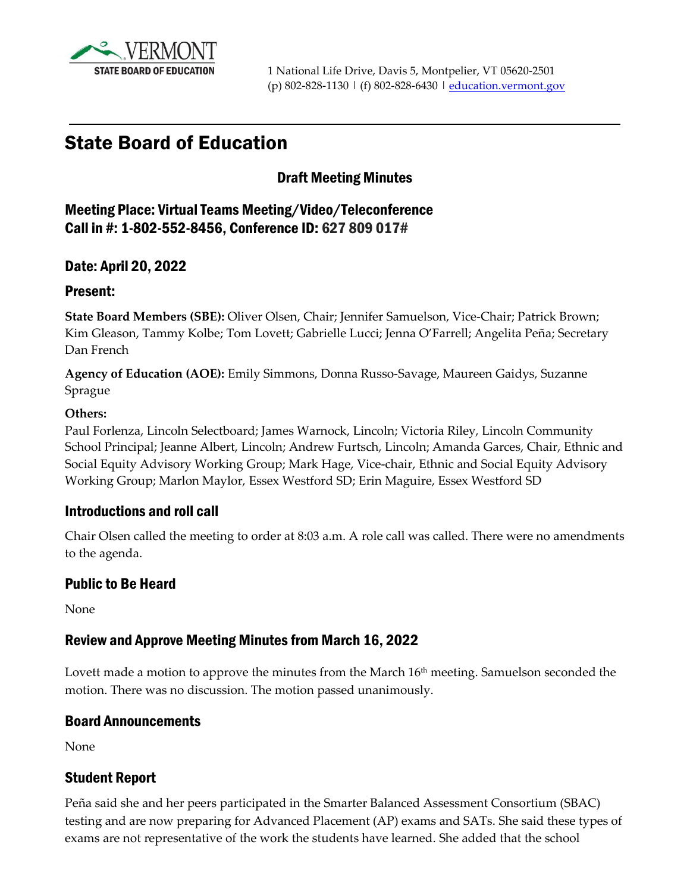VERMONT
STATE BOARD OF EDUCATION

1 National Life Drive, Davis 5, Montpelier, VT 05620-2501
(p) 802-828-1130 | (f) 802-828-6430 | education.vermont.gov

# State Board of Education

## Draft Meeting Minutes

### Meeting Place: Virtual Teams Meeting/Video/Teleconference
### Call in #: 1-802-552-8456, Conference ID: 627 809 017#

### Date: April 20, 2022

### Present:

**State Board Members (SBE):** Oliver Olsen, Chair; Jennifer Samuelson, Vice-Chair; Patrick Brown; Kim Gleason, Tammy Kolbe; Tom Lovett; Gabrielle Lucci; Jenna O'Farrell; Angelita Peña; Secretary Dan French

**Agency of Education (AOE):** Emily Simmons, Donna Russo-Savage, Maureen Gaidys, Suzanne Sprague

**Others:**
Paul Forlenza, Lincoln Selectboard; James Warnock, Lincoln; Victoria Riley, Lincoln Community School Principal; Jeanne Albert, Lincoln; Andrew Furtsch, Lincoln; Amanda Garces, Chair, Ethnic and Social Equity Advisory Working Group; Mark Hage, Vice-chair, Ethnic and Social Equity Advisory Working Group; Marlon Maylor, Essex Westford SD; Erin Maguire, Essex Westford SD

### Introductions and roll call

Chair Olsen called the meeting to order at 8:03 a.m. A role call was called. There were no amendments to the agenda.

### Public to Be Heard

None

### Review and Approve Meeting Minutes from March 16, 2022

Lovett made a motion to approve the minutes from the March 16th meeting. Samuelson seconded the motion. There was no discussion. The motion passed unanimously.

### Board Announcements

None

### Student Report

Peña said she and her peers participated in the Smarter Balanced Assessment Consortium (SBAC) testing and are now preparing for Advanced Placement (AP) exams and SATs. She said these types of exams are not representative of the work the students have learned. She added that the school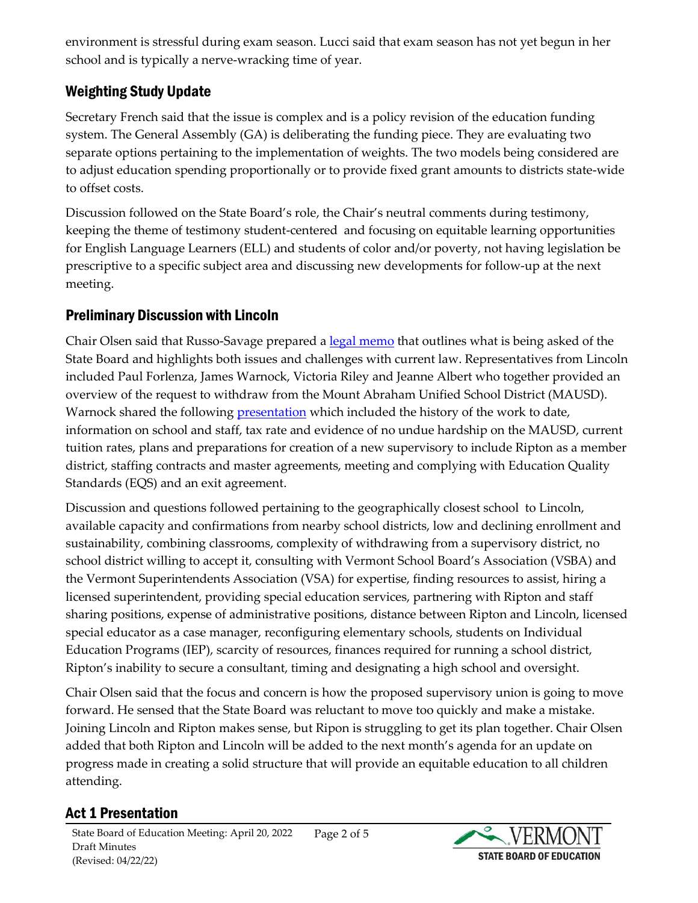environment is stressful during exam season. Lucci said that exam season has not yet begun in her school and is typically a nerve-wracking time of year.

## Weighting Study Update

Secretary French said that the issue is complex and is a policy revision of the education funding system. The General Assembly (GA) is deliberating the funding piece. They are evaluating two separate options pertaining to the implementation of weights. The two models being considered are to adjust education spending proportionally or to provide fixed grant amounts to districts state-wide to offset costs.

Discussion followed on the State Board's role, the Chair's neutral comments during testimony, keeping the theme of testimony student-centered and focusing on equitable learning opportunities for English Language Learners (ELL) and students of color and/or poverty, not having legislation be prescriptive to a specific subject area and discussing new developments for follow-up at the next meeting.

## Preliminary Discussion with Lincoln

Chair Olsen said that Russo-Savage prepared a legal memo that outlines what is being asked of the State Board and highlights both issues and challenges with current law. Representatives from Lincoln included Paul Forlenza, James Warnock, Victoria Riley and Jeanne Albert who together provided an overview of the request to withdraw from the Mount Abraham Unified School District (MAUSD). Warnock shared the following presentation which included the history of the work to date, information on school and staff, tax rate and evidence of no undue hardship on the MAUSD, current tuition rates, plans and preparations for creation of a new supervisory to include Ripton as a member district, staffing contracts and master agreements, meeting and complying with Education Quality Standards (EQS) and an exit agreement.

Discussion and questions followed pertaining to the geographically closest school to Lincoln, available capacity and confirmations from nearby school districts, low and declining enrollment and sustainability, combining classrooms, complexity of withdrawing from a supervisory district, no school district willing to accept it, consulting with Vermont School Board's Association (VSBA) and the Vermont Superintendents Association (VSA) for expertise, finding resources to assist, hiring a licensed superintendent, providing special education services, partnering with Ripton and staff sharing positions, expense of administrative positions, distance between Ripton and Lincoln, licensed special educator as a case manager, reconfiguring elementary schools, students on Individual Education Programs (IEP), scarcity of resources, finances required for running a school district, Ripton's inability to secure a consultant, timing and designating a high school and oversight.

Chair Olsen said that the focus and concern is how the proposed supervisory union is going to move forward. He sensed that the State Board was reluctant to move too quickly and make a mistake. Joining Lincoln and Ripton makes sense, but Ripon is struggling to get its plan together. Chair Olsen added that both Ripton and Lincoln will be added to the next month's agenda for an update on progress made in creating a solid structure that will provide an equitable education to all children attending.

## Act 1 Presentation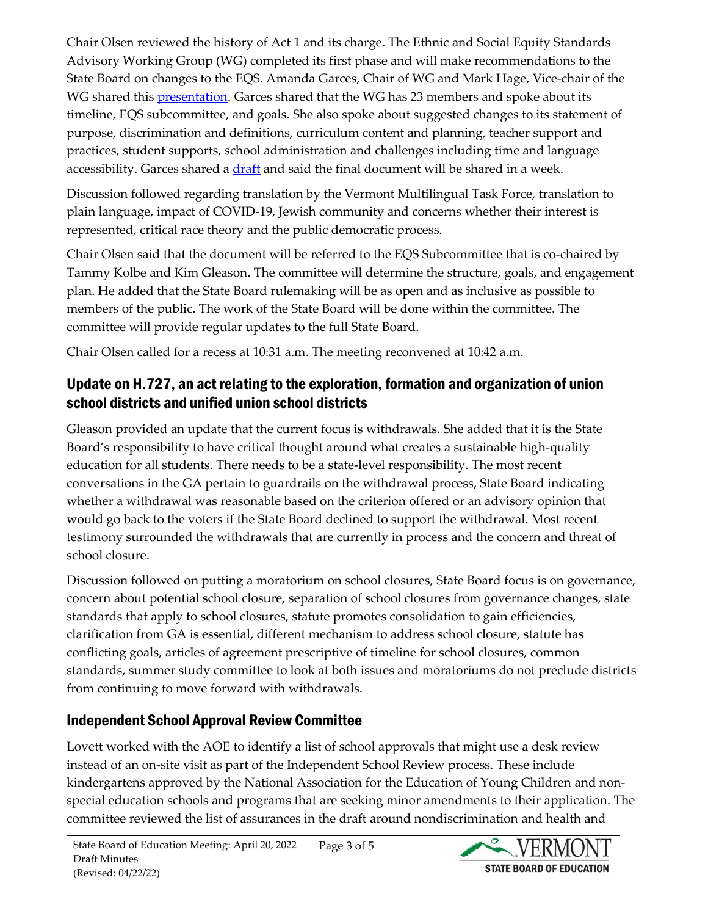Chair Olsen reviewed the history of Act 1 and its charge. The Ethnic and Social Equity Standards Advisory Working Group (WG) completed its first phase and will make recommendations to the State Board on changes to the EQS. Amanda Garces, Chair of WG and Mark Hage, Vice-chair of the WG shared this presentation. Garces shared that the WG has 23 members and spoke about its timeline, EQS subcommittee, and goals. She also spoke about suggested changes to its statement of purpose, discrimination and definitions, curriculum content and planning, teacher support and practices, student supports, school administration and challenges including time and language accessibility. Garces shared a draft and said the final document will be shared in a week.

Discussion followed regarding translation by the Vermont Multilingual Task Force, translation to plain language, impact of COVID-19, Jewish community and concerns whether their interest is represented, critical race theory and the public democratic process.

Chair Olsen said that the document will be referred to the EQS Subcommittee that is co-chaired by Tammy Kolbe and Kim Gleason. The committee will determine the structure, goals, and engagement plan. He added that the State Board rulemaking will be as open and as inclusive as possible to members of the public. The work of the State Board will be done within the committee. The committee will provide regular updates to the full State Board.

Chair Olsen called for a recess at 10:31 a.m. The meeting reconvened at 10:42 a.m.

## Update on H.727, an act relating to the exploration, formation and organization of union school districts and unified union school districts

Gleason provided an update that the current focus is withdrawals. She added that it is the State Board's responsibility to have critical thought around what creates a sustainable high-quality education for all students. There needs to be a state-level responsibility. The most recent conversations in the GA pertain to guardrails on the withdrawal process, State Board indicating whether a withdrawal was reasonable based on the criterion offered or an advisory opinion that would go back to the voters if the State Board declined to support the withdrawal. Most recent testimony surrounded the withdrawals that are currently in process and the concern and threat of school closure.

Discussion followed on putting a moratorium on school closures, State Board focus is on governance, concern about potential school closure, separation of school closures from governance changes, state standards that apply to school closures, statute promotes consolidation to gain efficiencies, clarification from GA is essential, different mechanism to address school closure, statute has conflicting goals, articles of agreement prescriptive of timeline for school closures, common standards, summer study committee to look at both issues and moratoriums do not preclude districts from continuing to move forward with withdrawals.

## Independent School Approval Review Committee

Lovett worked with the AOE to identify a list of school approvals that might use a desk review instead of an on-site visit as part of the Independent School Review process. These include kindergartens approved by the National Association for the Education of Young Children and non-special education schools and programs that are seeking minor amendments to their application. The committee reviewed the list of assurances in the draft around nondiscrimination and health and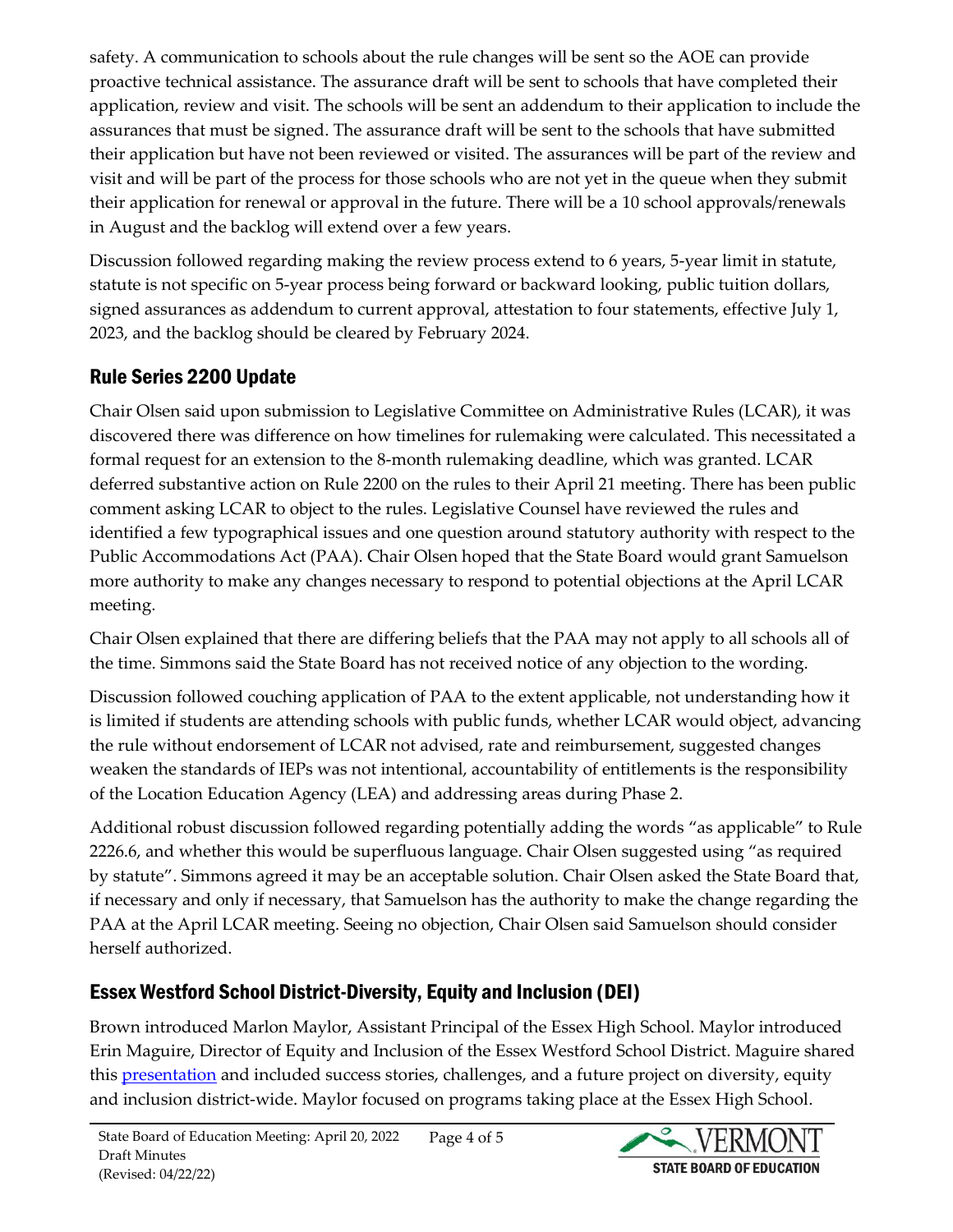safety. A communication to schools about the rule changes will be sent so the AOE can provide proactive technical assistance. The assurance draft will be sent to schools that have completed their application, review and visit. The schools will be sent an addendum to their application to include the assurances that must be signed. The assurance draft will be sent to the schools that have submitted their application but have not been reviewed or visited. The assurances will be part of the review and visit and will be part of the process for those schools who are not yet in the queue when they submit their application for renewal or approval in the future. There will be a 10 school approvals/renewals in August and the backlog will extend over a few years.

Discussion followed regarding making the review process extend to 6 years, 5-year limit in statute, statute is not specific on 5-year process being forward or backward looking, public tuition dollars, signed assurances as addendum to current approval, attestation to four statements, effective July 1, 2023, and the backlog should be cleared by February 2024.

## Rule Series 2200 Update

Chair Olsen said upon submission to Legislative Committee on Administrative Rules (LCAR), it was discovered there was difference on how timelines for rulemaking were calculated. This necessitated a formal request for an extension to the 8-month rulemaking deadline, which was granted. LCAR deferred substantive action on Rule 2200 on the rules to their April 21 meeting. There has been public comment asking LCAR to object to the rules. Legislative Counsel have reviewed the rules and identified a few typographical issues and one question around statutory authority with respect to the Public Accommodations Act (PAA). Chair Olsen hoped that the State Board would grant Samuelson more authority to make any changes necessary to respond to potential objections at the April LCAR meeting.

Chair Olsen explained that there are differing beliefs that the PAA may not apply to all schools all of the time. Simmons said the State Board has not received notice of any objection to the wording.

Discussion followed couching application of PAA to the extent applicable, not understanding how it is limited if students are attending schools with public funds, whether LCAR would object, advancing the rule without endorsement of LCAR not advised, rate and reimbursement, suggested changes weaken the standards of IEPs was not intentional, accountability of entitlements is the responsibility of the Location Education Agency (LEA) and addressing areas during Phase 2.

Additional robust discussion followed regarding potentially adding the words "as applicable" to Rule 2226.6, and whether this would be superfluous language. Chair Olsen suggested using "as required by statute". Simmons agreed it may be an acceptable solution. Chair Olsen asked the State Board that, if necessary and only if necessary, that Samuelson has the authority to make the change regarding the PAA at the April LCAR meeting. Seeing no objection, Chair Olsen said Samuelson should consider herself authorized.

## Essex Westford School District-Diversity, Equity and Inclusion (DEI)

Brown introduced Marlon Maylor, Assistant Principal of the Essex High School. Maylor introduced Erin Maguire, Director of Equity and Inclusion of the Essex Westford School District. Maguire shared this [presentation] and included success stories, challenges, and a future project on diversity, equity and inclusion district-wide. Maylor focused on programs taking place at the Essex High School.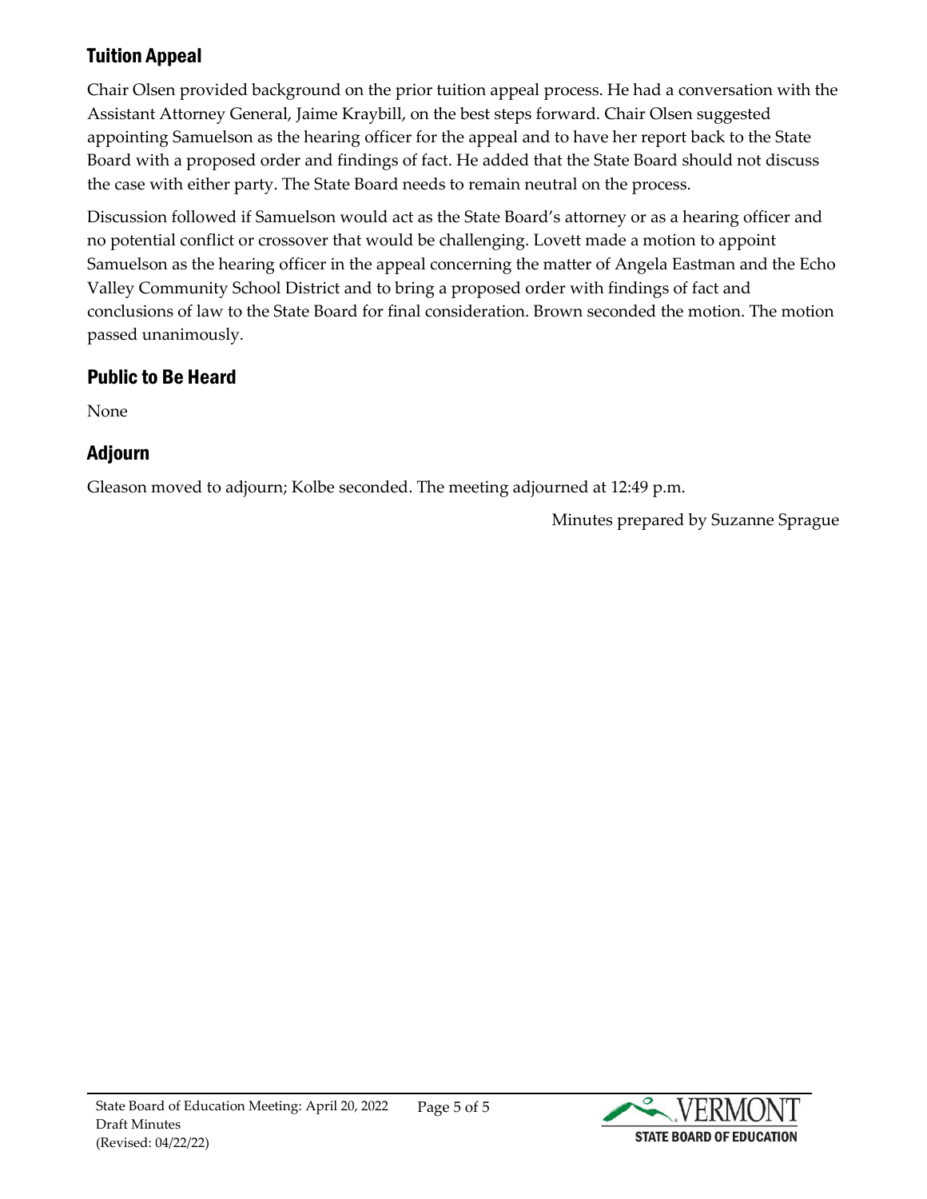## Tuition Appeal

Chair Olsen provided background on the prior tuition appeal process. He had a conversation with the Assistant Attorney General, Jaime Kraybill, on the best steps forward. Chair Olsen suggested appointing Samuelson as the hearing officer for the appeal and to have her report back to the State Board with a proposed order and findings of fact. He added that the State Board should not discuss the case with either party. The State Board needs to remain neutral on the process.

Discussion followed if Samuelson would act as the State Board's attorney or as a hearing officer and no potential conflict or crossover that would be challenging. Lovett made a motion to appoint Samuelson as the hearing officer in the appeal concerning the matter of Angela Eastman and the Echo Valley Community School District and to bring a proposed order with findings of fact and conclusions of law to the State Board for final consideration. Brown seconded the motion. The motion passed unanimously.

## Public to Be Heard

None

## Adjourn

Gleason moved to adjourn; Kolbe seconded. The meeting adjourned at 12:49 p.m.

Minutes prepared by Suzanne Sprague